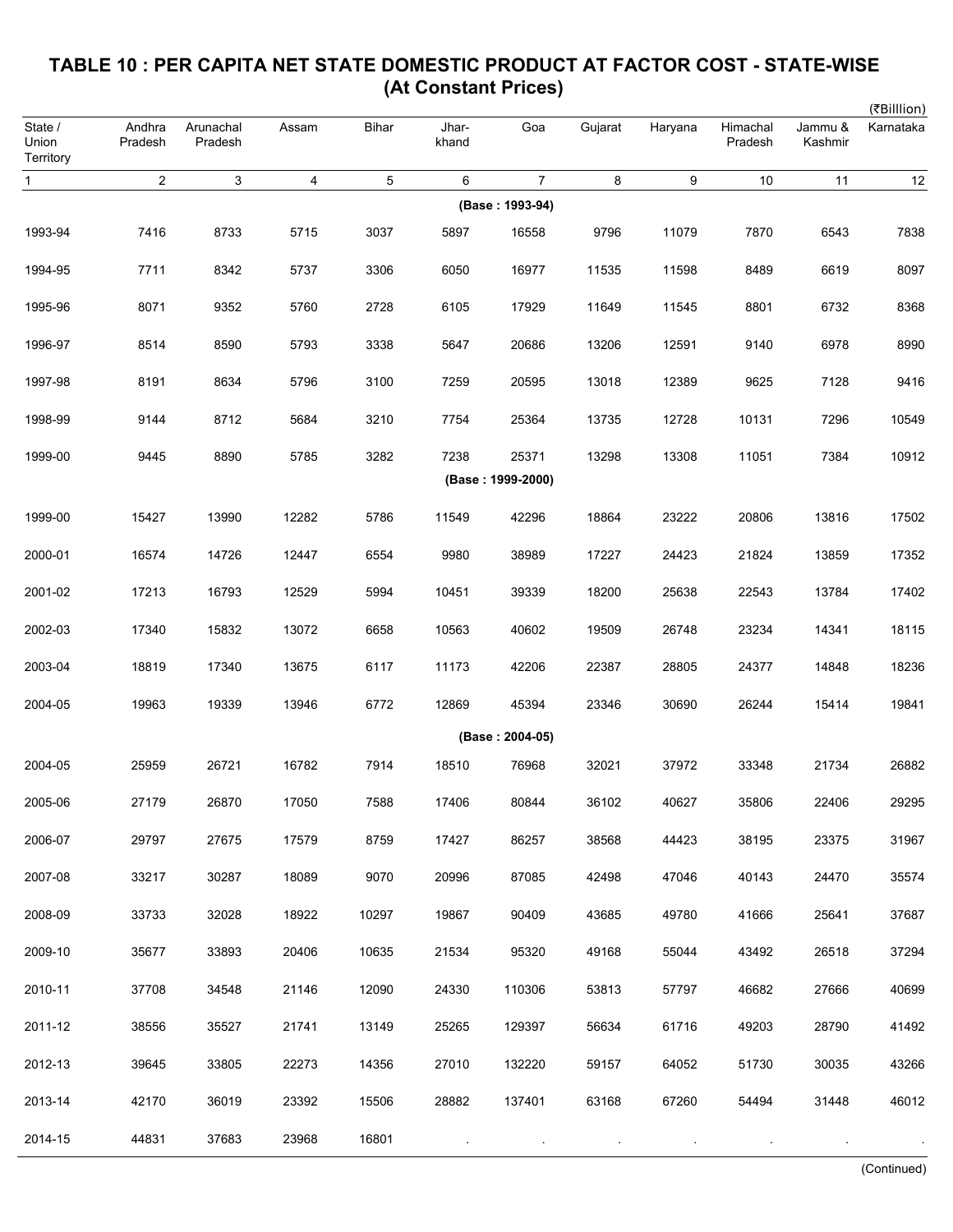# TABLE 10 : PER CAPITA NET STATE DOMESTIC PRODUCT AT FACTOR COST - STATE-WISE (At Constant Prices)

(₹Billlion)

| State / Union Territory | Andhra Pradesh | Arunachal Pradesh | Assam | Bihar | Jhar-khand | Goa | Gujarat | Haryana | Himachal Pradesh | Jammu & Kashmir | Karnataka |
|---|---|---|---|---|---|---|---|---|---|---|---|
| 1 | 2 | 3 | 4 | 5 | 6 | 7 | 8 | 9 | 10 | 11 | 12 |
| | | | | | | **(Base : 1993-94)** | | | | | |
| 1993-94 | 7416 | 8733 | 5715 | 3037 | 5897 | 16558 | 9796 | 11079 | 7870 | 6543 | 7838 |
| 1994-95 | 7711 | 8342 | 5737 | 3306 | 6050 | 16977 | 11535 | 11598 | 8489 | 6619 | 8097 |
| 1995-96 | 8071 | 9352 | 5760 | 2728 | 6105 | 17929 | 11649 | 11545 | 8801 | 6732 | 8368 |
| 1996-97 | 8514 | 8590 | 5793 | 3338 | 5647 | 20686 | 13206 | 12591 | 9140 | 6978 | 8990 |
| 1997-98 | 8191 | 8634 | 5796 | 3100 | 7259 | 20595 | 13018 | 12389 | 9625 | 7128 | 9416 |
| 1998-99 | 9144 | 8712 | 5684 | 3210 | 7754 | 25364 | 13735 | 12728 | 10131 | 7296 | 10549 |
| 1999-00 | 9445 | 8890 | 5785 | 3282 | 7238 | 25371 | 13298 | 13308 | 11051 | 7384 | 10912 |
| | | | | | | **(Base : 1999-2000)** | | | | | |
| 1999-00 | 15427 | 13990 | 12282 | 5786 | 11549 | 42296 | 18864 | 23222 | 20806 | 13816 | 17502 |
| 2000-01 | 16574 | 14726 | 12447 | 6554 | 9980 | 38989 | 17227 | 24423 | 21824 | 13859 | 17352 |
| 2001-02 | 17213 | 16793 | 12529 | 5994 | 10451 | 39339 | 18200 | 25638 | 22543 | 13784 | 17402 |
| 2002-03 | 17340 | 15832 | 13072 | 6658 | 10563 | 40602 | 19509 | 26748 | 23234 | 14341 | 18115 |
| 2003-04 | 18819 | 17340 | 13675 | 6117 | 11173 | 42206 | 22387 | 28805 | 24377 | 14848 | 18236 |
| 2004-05 | 19963 | 19339 | 13946 | 6772 | 12869 | 45394 | 23346 | 30690 | 26244 | 15414 | 19841 |
| | | | | | | **(Base : 2004-05)** | | | | | |
| 2004-05 | 25959 | 26721 | 16782 | 7914 | 18510 | 76968 | 32021 | 37972 | 33348 | 21734 | 26882 |
| 2005-06 | 27179 | 26870 | 17050 | 7588 | 17406 | 80844 | 36102 | 40627 | 35806 | 22406 | 29295 |
| 2006-07 | 29797 | 27675 | 17579 | 8759 | 17427 | 86257 | 38568 | 44423 | 38195 | 23375 | 31967 |
| 2007-08 | 33217 | 30287 | 18089 | 9070 | 20996 | 87085 | 42498 | 47046 | 40143 | 24470 | 35574 |
| 2008-09 | 33733 | 32028 | 18922 | 10297 | 19867 | 90409 | 43685 | 49780 | 41666 | 25641 | 37687 |
| 2009-10 | 35677 | 33893 | 20406 | 10635 | 21534 | 95320 | 49168 | 55044 | 43492 | 26518 | 37294 |
| 2010-11 | 37708 | 34548 | 21146 | 12090 | 24330 | 110306 | 53813 | 57797 | 46682 | 27666 | 40699 |
| 2011-12 | 38556 | 35527 | 21741 | 13149 | 25265 | 129397 | 56634 | 61716 | 49203 | 28790 | 41492 |
| 2012-13 | 39645 | 33805 | 22273 | 14356 | 27010 | 132220 | 59157 | 64052 | 51730 | 30035 | 43266 |
| 2013-14 | 42170 | 36019 | 23392 | 15506 | 28882 | 137401 | 63168 | 67260 | 54494 | 31448 | 46012 |
| 2014-15 | 44831 | 37683 | 23968 | 16801 | . | . | . | . | . | . | . |

(Continued)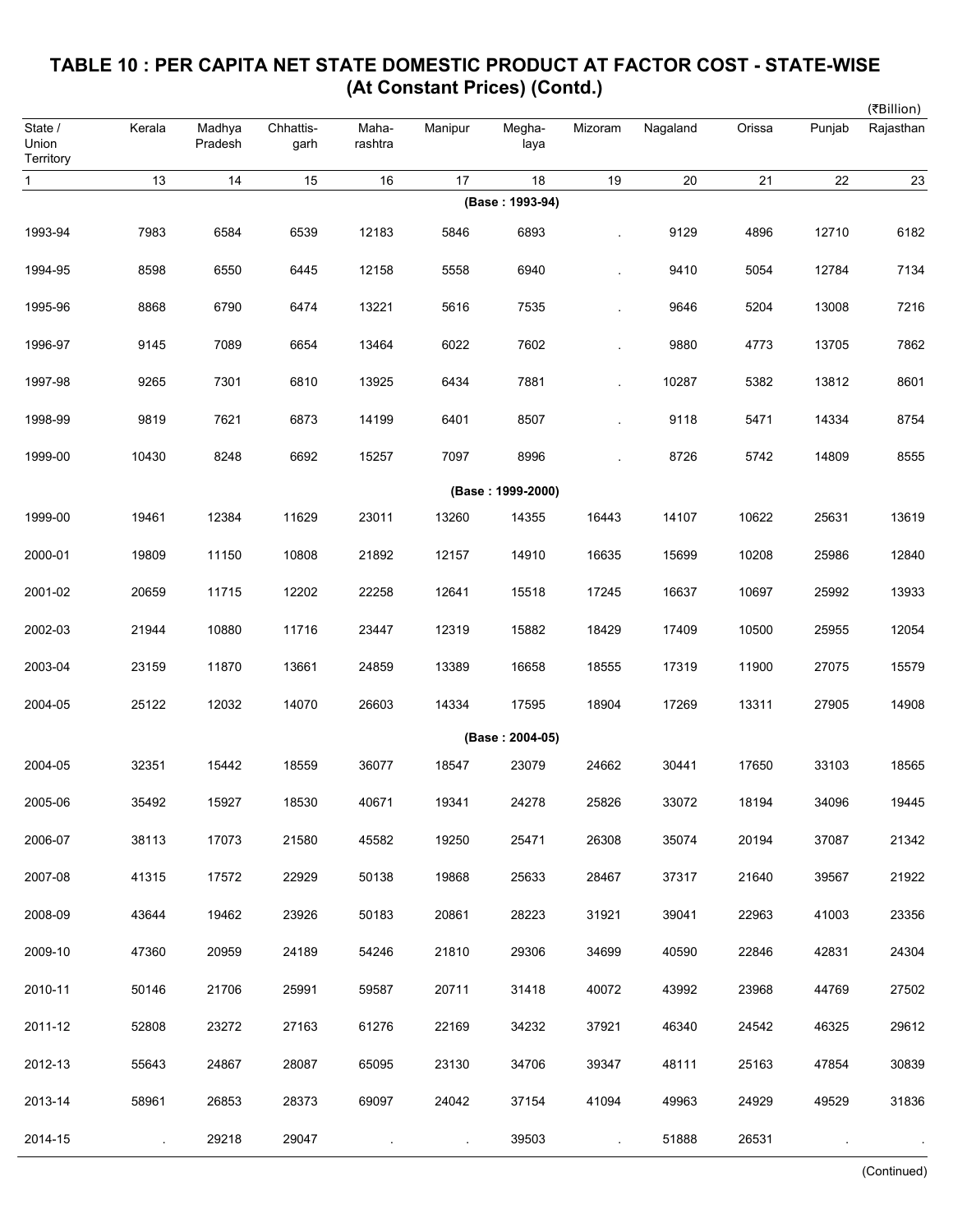# TABLE 10 : PER CAPITA NET STATE DOMESTIC PRODUCT AT FACTOR COST - STATE-WISE (At Constant Prices) (Contd.)

(₹Billion)

| State / Union Territory | Kerala | Madhya Pradesh | Chhattis-garh | Maha-rashtra | Manipur | Megha-laya | Mizoram | Nagaland | Orissa | Punjab | Rajasthan |
|---|---|---|---|---|---|---|---|---|---|---|---|
| 1 | 13 | 14 | 15 | 16 | 17 | 18 | 19 | 20 | 21 | 22 | 23 |
| **(Base : 1993-94)** | | | | | | | | | | | |
| 1993-94 | 7983 | 6584 | 6539 | 12183 | 5846 | 6893 | . | 9129 | 4896 | 12710 | 6182 |
| 1994-95 | 8598 | 6550 | 6445 | 12158 | 5558 | 6940 | . | 9410 | 5054 | 12784 | 7134 |
| 1995-96 | 8868 | 6790 | 6474 | 13221 | 5616 | 7535 | . | 9646 | 5204 | 13008 | 7216 |
| 1996-97 | 9145 | 7089 | 6654 | 13464 | 6022 | 7602 | . | 9880 | 4773 | 13705 | 7862 |
| 1997-98 | 9265 | 7301 | 6810 | 13925 | 6434 | 7881 | . | 10287 | 5382 | 13812 | 8601 |
| 1998-99 | 9819 | 7621 | 6873 | 14199 | 6401 | 8507 | . | 9118 | 5471 | 14334 | 8754 |
| 1999-00 | 10430 | 8248 | 6692 | 15257 | 7097 | 8996 | . | 8726 | 5742 | 14809 | 8555 |
| **(Base : 1999-2000)** | | | | | | | | | | | |
| 1999-00 | 19461 | 12384 | 11629 | 23011 | 13260 | 14355 | 16443 | 14107 | 10622 | 25631 | 13619 |
| 2000-01 | 19809 | 11150 | 10808 | 21892 | 12157 | 14910 | 16635 | 15699 | 10208 | 25986 | 12840 |
| 2001-02 | 20659 | 11715 | 12202 | 22258 | 12641 | 15518 | 17245 | 16637 | 10697 | 25992 | 13933 |
| 2002-03 | 21944 | 10880 | 11716 | 23447 | 12319 | 15882 | 18429 | 17409 | 10500 | 25955 | 12054 |
| 2003-04 | 23159 | 11870 | 13661 | 24859 | 13389 | 16658 | 18555 | 17319 | 11900 | 27075 | 15579 |
| 2004-05 | 25122 | 12032 | 14070 | 26603 | 14334 | 17595 | 18904 | 17269 | 13311 | 27905 | 14908 |
| **(Base : 2004-05)** | | | | | | | | | | | |
| 2004-05 | 32351 | 15442 | 18559 | 36077 | 18547 | 23079 | 24662 | 30441 | 17650 | 33103 | 18565 |
| 2005-06 | 35492 | 15927 | 18530 | 40671 | 19341 | 24278 | 25826 | 33072 | 18194 | 34096 | 19445 |
| 2006-07 | 38113 | 17073 | 21580 | 45582 | 19250 | 25471 | 26308 | 35074 | 20194 | 37087 | 21342 |
| 2007-08 | 41315 | 17572 | 22929 | 50138 | 19868 | 25633 | 28467 | 37317 | 21640 | 39567 | 21922 |
| 2008-09 | 43644 | 19462 | 23926 | 50183 | 20861 | 28223 | 31921 | 39041 | 22963 | 41003 | 23356 |
| 2009-10 | 47360 | 20959 | 24189 | 54246 | 21810 | 29306 | 34699 | 40590 | 22846 | 42831 | 24304 |
| 2010-11 | 50146 | 21706 | 25991 | 59587 | 20711 | 31418 | 40072 | 43992 | 23968 | 44769 | 27502 |
| 2011-12 | 52808 | 23272 | 27163 | 61276 | 22169 | 34232 | 37921 | 46340 | 24542 | 46325 | 29612 |
| 2012-13 | 55643 | 24867 | 28087 | 65095 | 23130 | 34706 | 39347 | 48111 | 25163 | 47854 | 30839 |
| 2013-14 | 58961 | 26853 | 28373 | 69097 | 24042 | 37154 | 41094 | 49963 | 24929 | 49529 | 31836 |
| 2014-15 | . | 29218 | 29047 | . | . | 39503 | . | 51888 | 26531 | . | . |

(Continued)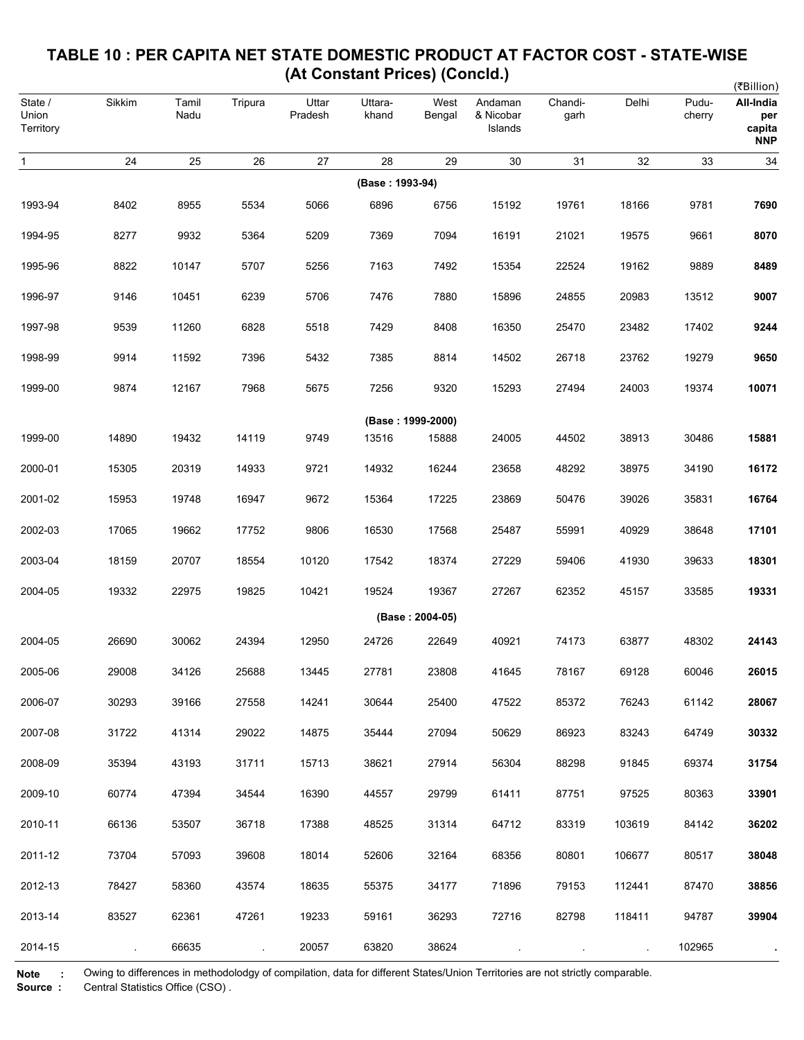# TABLE 10 : PER CAPITA NET STATE DOMESTIC PRODUCT AT FACTOR COST - STATE-WISE (At Constant Prices) (Concld.)

(₹Billion)

| State / Union Territory | Sikkim | Tamil Nadu | Tripura | Uttar Pradesh | Uttara-khand | West Bengal | Andaman & Nicobar Islands | Chandi-garh | Delhi | Pudu-cherry | **All-India per capita NNP** |
|---|---|---|---|---|---|---|---|---|---|---|---|
| 1 | 24 | 25 | 26 | 27 | 28 | 29 | 30 | 31 | 32 | 33 | 34 |
| | | | | | **(Base : 1993-94)** | | | | | | |
| 1993-94 | 8402 | 8955 | 5534 | 5066 | 6896 | 6756 | 15192 | 19761 | 18166 | 9781 | **7690** |
| 1994-95 | 8277 | 9932 | 5364 | 5209 | 7369 | 7094 | 16191 | 21021 | 19575 | 9661 | **8070** |
| 1995-96 | 8822 | 10147 | 5707 | 5256 | 7163 | 7492 | 15354 | 22524 | 19162 | 9889 | **8489** |
| 1996-97 | 9146 | 10451 | 6239 | 5706 | 7476 | 7880 | 15896 | 24855 | 20983 | 13512 | **9007** |
| 1997-98 | 9539 | 11260 | 6828 | 5518 | 7429 | 8408 | 16350 | 25470 | 23482 | 17402 | **9244** |
| 1998-99 | 9914 | 11592 | 7396 | 5432 | 7385 | 8814 | 14502 | 26718 | 23762 | 19279 | **9650** |
| 1999-00 | 9874 | 12167 | 7968 | 5675 | 7256 | 9320 | 15293 | 27494 | 24003 | 19374 | **10071** |
| | | | | | **(Base : 1999-2000)** | | | | | | |
| 1999-00 | 14890 | 19432 | 14119 | 9749 | 13516 | 15888 | 24005 | 44502 | 38913 | 30486 | **15881** |
| 2000-01 | 15305 | 20319 | 14933 | 9721 | 14932 | 16244 | 23658 | 48292 | 38975 | 34190 | **16172** |
| 2001-02 | 15953 | 19748 | 16947 | 9672 | 15364 | 17225 | 23869 | 50476 | 39026 | 35831 | **16764** |
| 2002-03 | 17065 | 19662 | 17752 | 9806 | 16530 | 17568 | 25487 | 55991 | 40929 | 38648 | **17101** |
| 2003-04 | 18159 | 20707 | 18554 | 10120 | 17542 | 18374 | 27229 | 59406 | 41930 | 39633 | **18301** |
| 2004-05 | 19332 | 22975 | 19825 | 10421 | 19524 | 19367 | 27267 | 62352 | 45157 | 33585 | **19331** |
| | | | | | **(Base : 2004-05)** | | | | | | |
| 2004-05 | 26690 | 30062 | 24394 | 12950 | 24726 | 22649 | 40921 | 74173 | 63877 | 48302 | **24143** |
| 2005-06 | 29008 | 34126 | 25688 | 13445 | 27781 | 23808 | 41645 | 78167 | 69128 | 60046 | **26015** |
| 2006-07 | 30293 | 39166 | 27558 | 14241 | 30644 | 25400 | 47522 | 85372 | 76243 | 61142 | **28067** |
| 2007-08 | 31722 | 41314 | 29022 | 14875 | 35444 | 27094 | 50629 | 86923 | 83243 | 64749 | **30332** |
| 2008-09 | 35394 | 43193 | 31711 | 15713 | 38621 | 27914 | 56304 | 88298 | 91845 | 69374 | **31754** |
| 2009-10 | 60774 | 47394 | 34544 | 16390 | 44557 | 29799 | 61411 | 87751 | 97525 | 80363 | **33901** |
| 2010-11 | 66136 | 53507 | 36718 | 17388 | 48525 | 31314 | 64712 | 83319 | 103619 | 84142 | **36202** |
| 2011-12 | 73704 | 57093 | 39608 | 18014 | 52606 | 32164 | 68356 | 80801 | 106677 | 80517 | **38048** |
| 2012-13 | 78427 | 58360 | 43574 | 18635 | 55375 | 34177 | 71896 | 79153 | 112441 | 87470 | **38856** |
| 2013-14 | 83527 | 62361 | 47261 | 19233 | 59161 | 36293 | 72716 | 82798 | 118411 | 94787 | **39904** |
| 2014-15 | . | 66635 | . | 20057 | 63820 | 38624 | . | . | . | 102965 | **.** |

**Note :** Owing to differences in methodolodgy of compilation, data for different States/Union Territories are not strictly comparable.

**Source :** Central Statistics Office (CSO) .